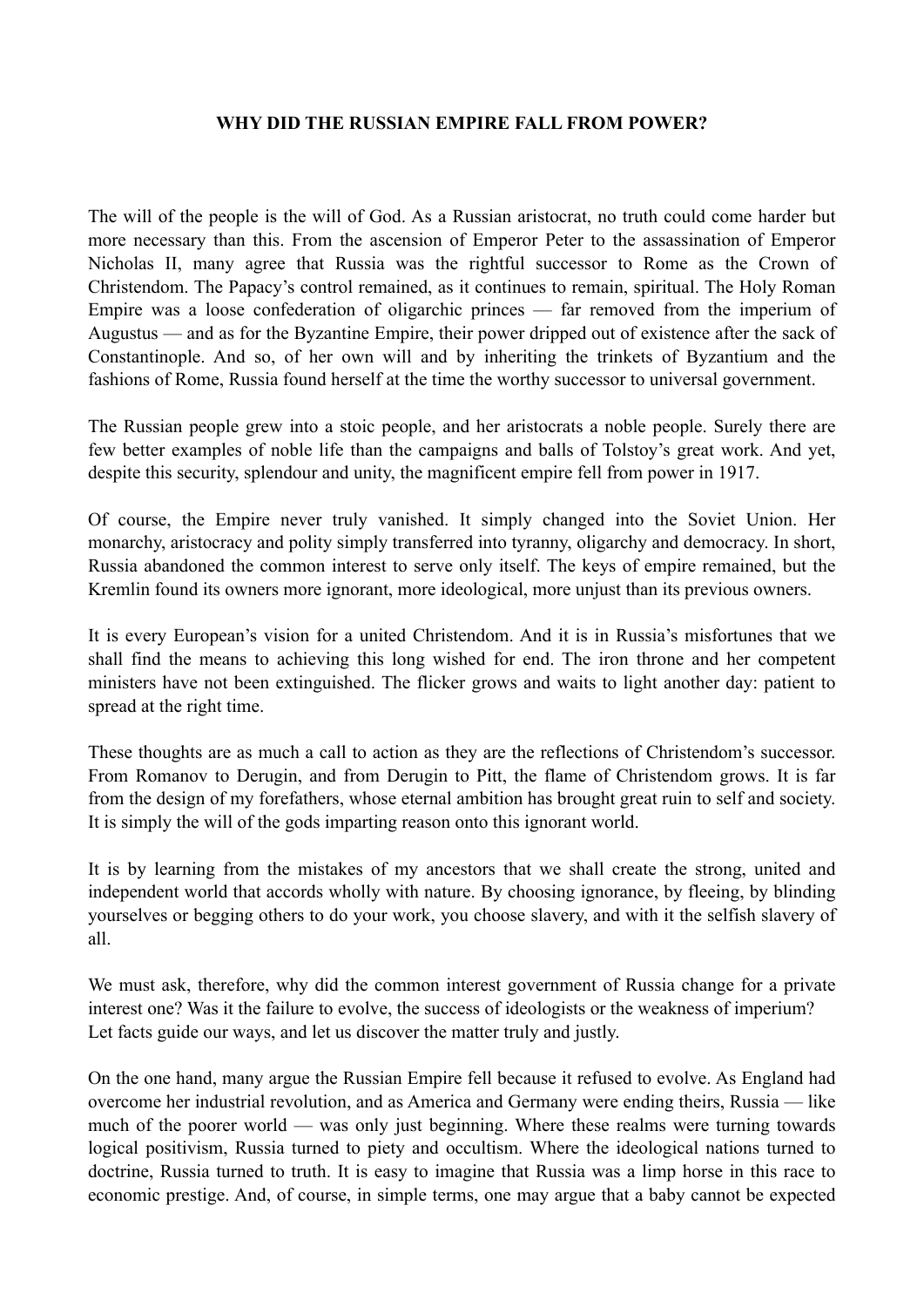# WHY DID THE RUSSIAN EMPIRE FALL FROM POWER?

The will of the people is the will of God. As a Russian aristocrat, no truth could come harder but more necessary than this. From the ascension of Emperor Peter to the assassination of Emperor Nicholas II, many agree that Russia was the rightful successor to Rome as the Crown of Christendom. The Papacy's control remained, as it continues to remain, spiritual. The Holy Roman Empire was a loose confederation of oligarchic princes — far removed from the imperium of Augustus — and as for the Byzantine Empire, their power dripped out of existence after the sack of Constantinople. And so, of her own will and by inheriting the trinkets of Byzantium and the fashions of Rome, Russia found herself at the time the worthy successor to universal government.

The Russian people grew into a stoic people, and her aristocrats a noble people. Surely there are few better examples of noble life than the campaigns and balls of Tolstoy's great work. And yet, despite this security, splendour and unity, the magnificent empire fell from power in 1917.

Of course, the Empire never truly vanished. It simply changed into the Soviet Union. Her monarchy, aristocracy and polity simply transferred into tyranny, oligarchy and democracy. In short, Russia abandoned the common interest to serve only itself. The keys of empire remained, but the Kremlin found its owners more ignorant, more ideological, more unjust than its previous owners.

It is every European's vision for a united Christendom. And it is in Russia's misfortunes that we shall find the means to achieving this long wished for end. The iron throne and her competent ministers have not been extinguished. The flicker grows and waits to light another day: patient to spread at the right time.

These thoughts are as much a call to action as they are the reflections of Christendom's successor. From Romanov to Derugin, and from Derugin to Pitt, the flame of Christendom grows. It is far from the design of my forefathers, whose eternal ambition has brought great ruin to self and society. It is simply the will of the gods imparting reason onto this ignorant world.

It is by learning from the mistakes of my ancestors that we shall create the strong, united and independent world that accords wholly with nature. By choosing ignorance, by fleeing, by blinding yourselves or begging others to do your work, you choose slavery, and with it the selfish slavery of all.

We must ask, therefore, why did the common interest government of Russia change for a private interest one? Was it the failure to evolve, the success of ideologists or the weakness of imperium? Let facts guide our ways, and let us discover the matter truly and justly.

On the one hand, many argue the Russian Empire fell because it refused to evolve. As England had overcome her industrial revolution, and as America and Germany were ending theirs, Russia — like much of the poorer world — was only just beginning. Where these realms were turning towards logical positivism, Russia turned to piety and occultism. Where the ideological nations turned to doctrine, Russia turned to truth. It is easy to imagine that Russia was a limp horse in this race to economic prestige. And, of course, in simple terms, one may argue that a baby cannot be expected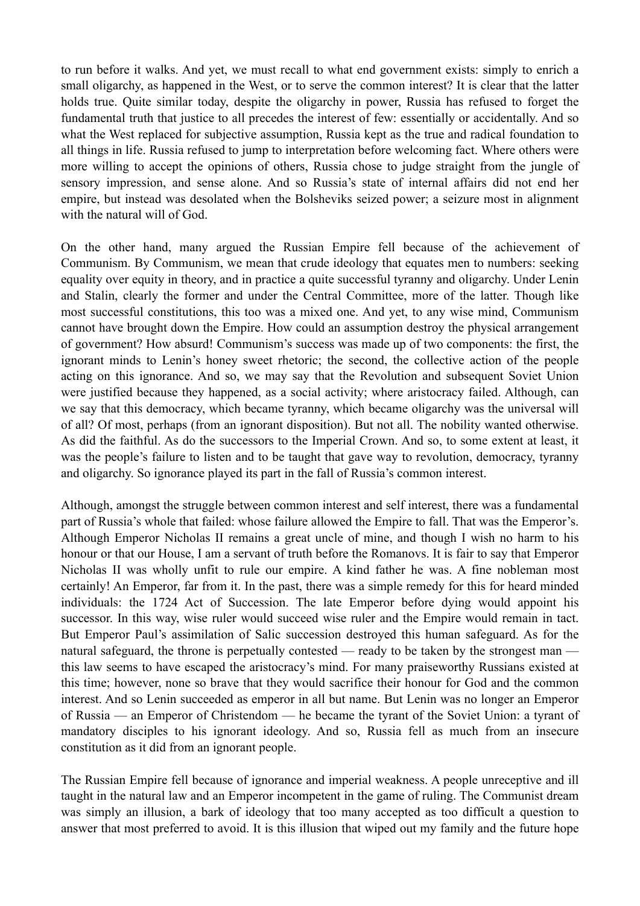to run before it walks. And yet, we must recall to what end government exists: simply to enrich a small oligarchy, as happened in the West, or to serve the common interest? It is clear that the latter holds true. Quite similar today, despite the oligarchy in power, Russia has refused to forget the fundamental truth that justice to all precedes the interest of few: essentially or accidentally. And so what the West replaced for subjective assumption, Russia kept as the true and radical foundation to all things in life. Russia refused to jump to interpretation before welcoming fact. Where others were more willing to accept the opinions of others, Russia chose to judge straight from the jungle of sensory impression, and sense alone. And so Russia's state of internal affairs did not end her empire, but instead was desolated when the Bolsheviks seized power; a seizure most in alignment with the natural will of God.

On the other hand, many argued the Russian Empire fell because of the achievement of Communism. By Communism, we mean that crude ideology that equates men to numbers: seeking equality over equity in theory, and in practice a quite successful tyranny and oligarchy. Under Lenin and Stalin, clearly the former and under the Central Committee, more of the latter. Though like most successful constitutions, this too was a mixed one. And yet, to any wise mind, Communism cannot have brought down the Empire. How could an assumption destroy the physical arrangement of government? How absurd! Communism's success was made up of two components: the first, the ignorant minds to Lenin's honey sweet rhetoric; the second, the collective action of the people acting on this ignorance. And so, we may say that the Revolution and subsequent Soviet Union were justified because they happened, as a social activity; where aristocracy failed. Although, can we say that this democracy, which became tyranny, which became oligarchy was the universal will of all? Of most, perhaps (from an ignorant disposition). But not all. The nobility wanted otherwise. As did the faithful. As do the successors to the Imperial Crown. And so, to some extent at least, it was the people's failure to listen and to be taught that gave way to revolution, democracy, tyranny and oligarchy. So ignorance played its part in the fall of Russia's common interest.

Although, amongst the struggle between common interest and self interest, there was a fundamental part of Russia's whole that failed: whose failure allowed the Empire to fall. That was the Emperor's. Although Emperor Nicholas II remains a great uncle of mine, and though I wish no harm to his honour or that our House, I am a servant of truth before the Romanovs. It is fair to say that Emperor Nicholas II was wholly unfit to rule our empire. A kind father he was. A fine nobleman most certainly! An Emperor, far from it. In the past, there was a simple remedy for this for heard minded individuals: the 1724 Act of Succession. The late Emperor before dying would appoint his successor. In this way, wise ruler would succeed wise ruler and the Empire would remain in tact. But Emperor Paul's assimilation of Salic succession destroyed this human safeguard. As for the natural safeguard, the throne is perpetually contested — ready to be taken by the strongest man — this law seems to have escaped the aristocracy's mind. For many praiseworthy Russians existed at this time; however, none so brave that they would sacrifice their honour for God and the common interest. And so Lenin succeeded as emperor in all but name. But Lenin was no longer an Emperor of Russia — an Emperor of Christendom — he became the tyrant of the Soviet Union: a tyrant of mandatory disciples to his ignorant ideology. And so, Russia fell as much from an insecure constitution as it did from an ignorant people.

The Russian Empire fell because of ignorance and imperial weakness. A people unreceptive and ill taught in the natural law and an Emperor incompetent in the game of ruling. The Communist dream was simply an illusion, a bark of ideology that too many accepted as too difficult a question to answer that most preferred to avoid. It is this illusion that wiped out my family and the future hope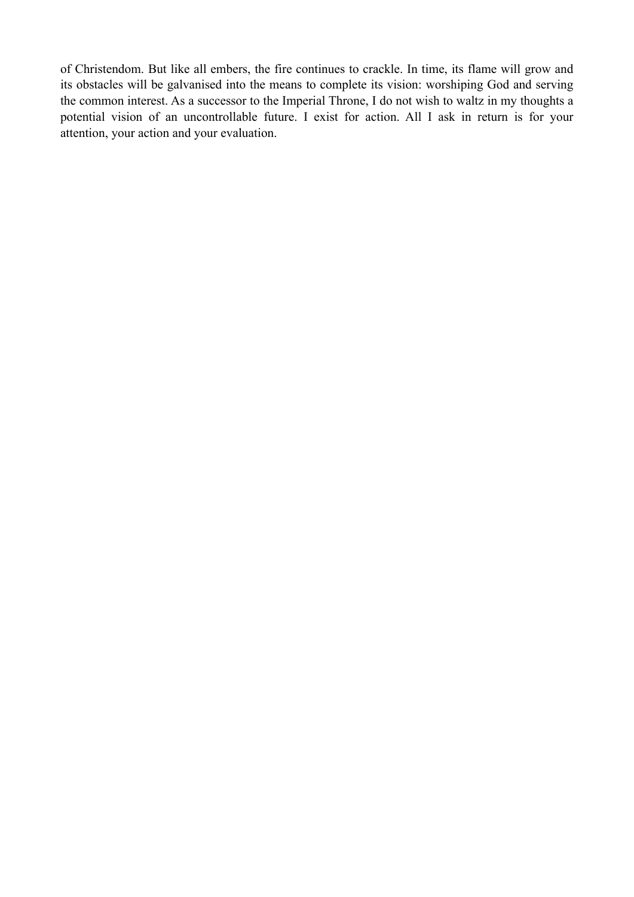of Christendom. But like all embers, the fire continues to crackle. In time, its flame will grow and its obstacles will be galvanised into the means to complete its vision: worshiping God and serving the common interest. As a successor to the Imperial Throne, I do not wish to waltz in my thoughts a potential vision of an uncontrollable future. I exist for action. All I ask in return is for your attention, your action and your evaluation.